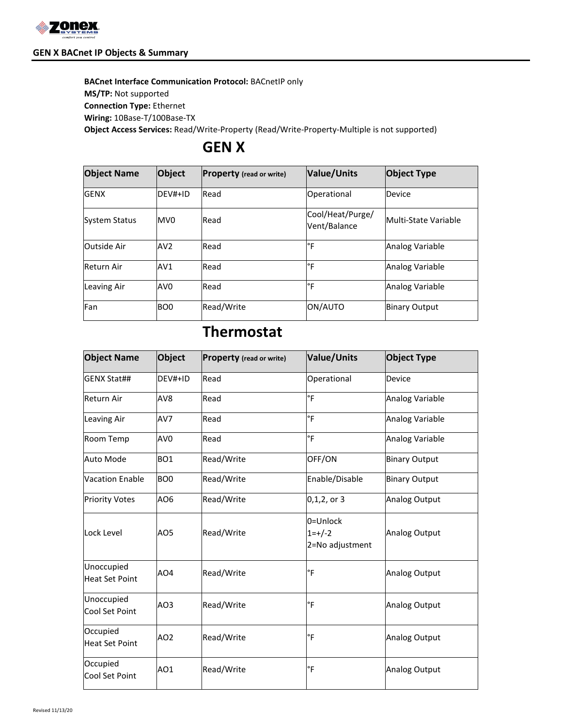# GEN X BACnet IP Objects & Summary

**BACnet Interface Communication Protocol:** BACnetIP only
**MS/TP:** Not supported
**Connection Type:** Ethernet
**Wiring:** 10Base-T/100Base-TX
**Object Access Services:** Read/Write-Property (Read/Write-Property-Multiple is not supported)

## GEN X

| Object Name | Object | Property (read or write) | Value/Units | Object Type |
| --- | --- | --- | --- | --- |
| GENX | DEV#+ID | Read | Operational | Device |
| System Status | MV0 | Read | Cool/Heat/Purge/ Vent/Balance | Multi-State Variable |
| Outside Air | AV2 | Read | °F | Analog Variable |
| Return Air | AV1 | Read | °F | Analog Variable |
| Leaving Air | AV0 | Read | °F | Analog Variable |
| Fan | BO0 | Read/Write | ON/AUTO | Binary Output |

## Thermostat

| Object Name | Object | Property (read or write) | Value/Units | Object Type |
| --- | --- | --- | --- | --- |
| GENX Stat## | DEV#+ID | Read | Operational | Device |
| Return Air | AV8 | Read | °F | Analog Variable |
| Leaving Air | AV7 | Read | °F | Analog Variable |
| Room Temp | AV0 | Read | °F | Analog Variable |
| Auto Mode | BO1 | Read/Write | OFF/ON | Binary Output |
| Vacation Enable | BO0 | Read/Write | Enable/Disable | Binary Output |
| Priority Votes | AO6 | Read/Write | 0,1,2, or 3 | Analog Output |
| Lock Level | AO5 | Read/Write | 0=Unlock<br>1=+/-2<br>2=No adjustment | Analog Output |
| Unoccupied Heat Set Point | AO4 | Read/Write | °F | Analog Output |
| Unoccupied Cool Set Point | AO3 | Read/Write | °F | Analog Output |
| Occupied Heat Set Point | AO2 | Read/Write | °F | Analog Output |
| Occupied Cool Set Point | AO1 | Read/Write | °F | Analog Output |

Revised 11/13/20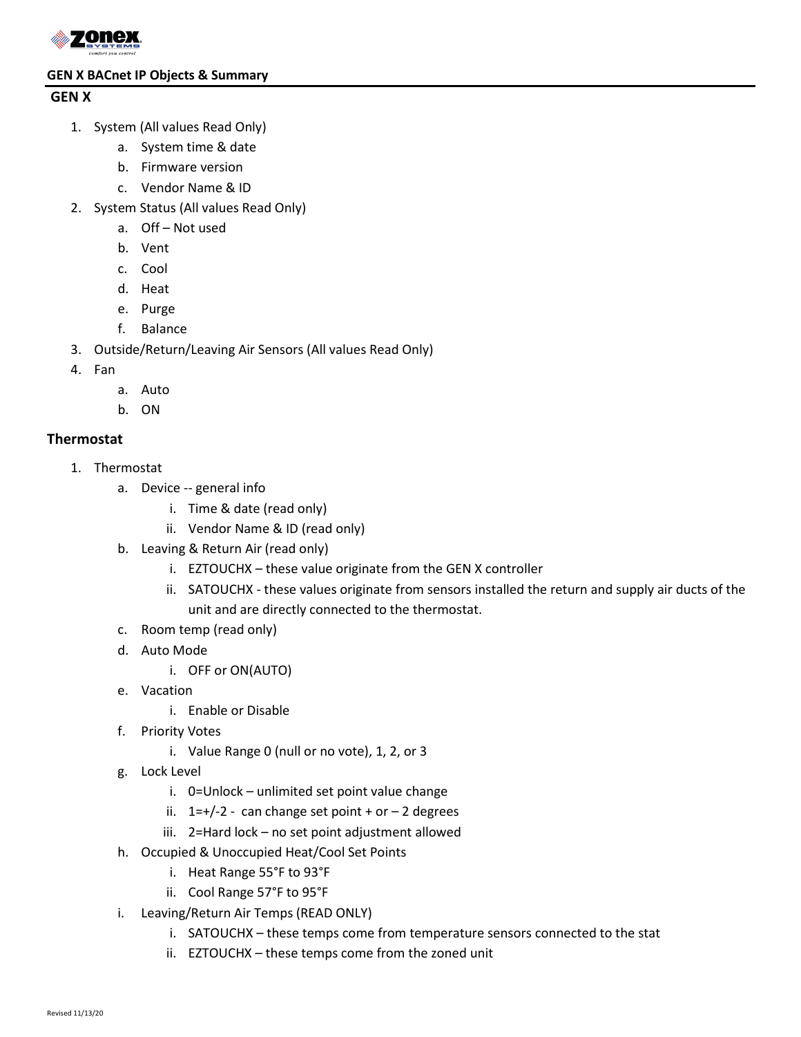**GEN X BACnet IP Objects & Summary**

## GEN X

1. System (All values Read Only)
    a. System time & date
    b. Firmware version
    c. Vendor Name & ID
2. System Status (All values Read Only)
    a. Off – Not used
    b. Vent
    c. Cool
    d. Heat
    e. Purge
    f. Balance
3. Outside/Return/Leaving Air Sensors (All values Read Only)
4. Fan
    a. Auto
    b. ON

## Thermostat

1. Thermostat
    a. Device -- general info
        i. Time & date (read only)
        ii. Vendor Name & ID (read only)
    b. Leaving & Return Air (read only)
        i. EZTOUCHX – these value originate from the GEN X controller
        ii. SATOUCHX - these values originate from sensors installed the return and supply air ducts of the unit and are directly connected to the thermostat.
    c. Room temp (read only)
    d. Auto Mode
        i. OFF or ON(AUTO)
    e. Vacation
        i. Enable or Disable
    f. Priority Votes
        i. Value Range 0 (null or no vote), 1, 2, or 3
    g. Lock Level
        i. 0=Unlock – unlimited set point value change
        ii. 1=+/-2 - can change set point + or – 2 degrees
        iii. 2=Hard lock – no set point adjustment allowed
    h. Occupied & Unoccupied Heat/Cool Set Points
        i. Heat Range 55°F to 93°F
        ii. Cool Range 57°F to 95°F
    i. Leaving/Return Air Temps (READ ONLY)
        i. SATOUCHX – these temps come from temperature sensors connected to the stat
        ii. EZTOUCHX – these temps come from the zoned unit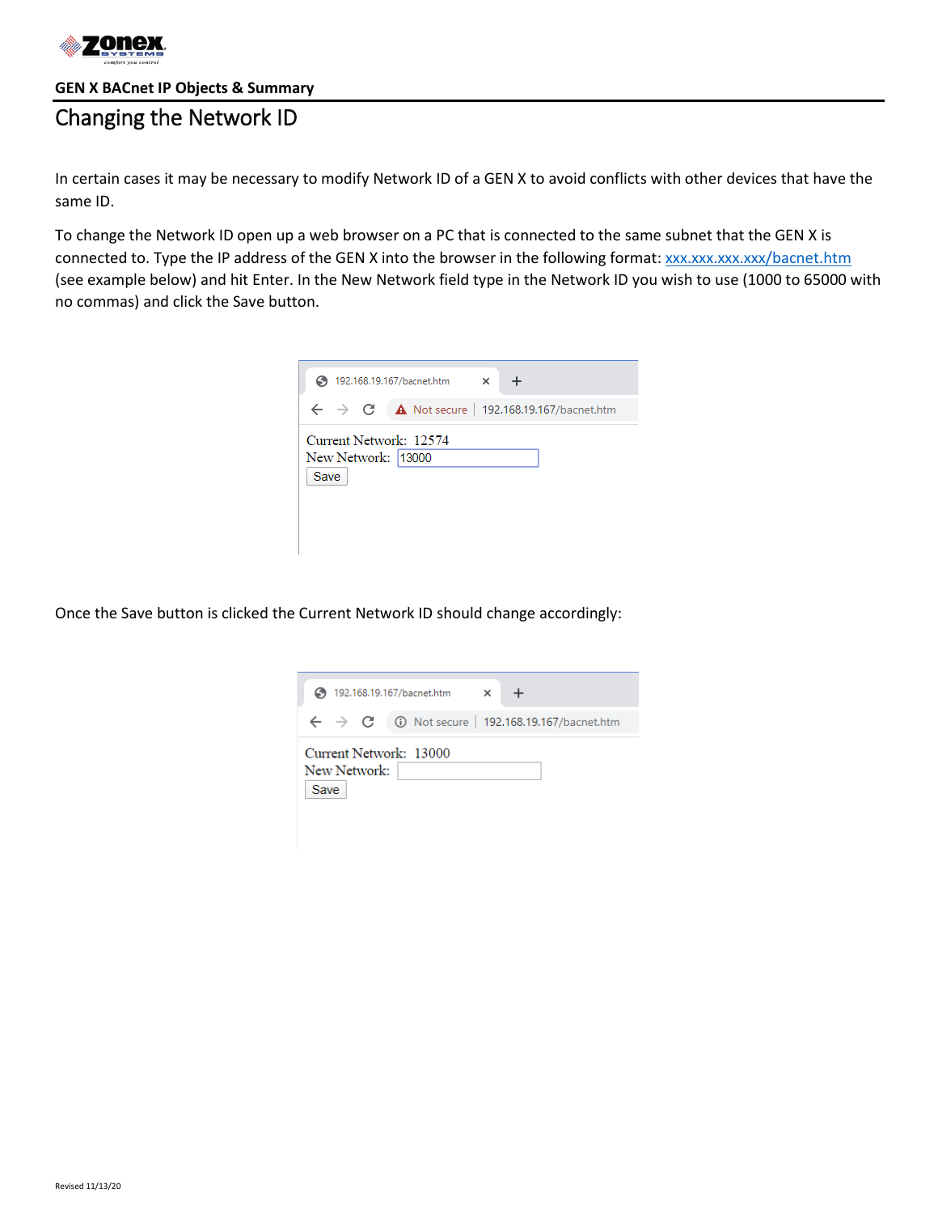# Changing the Network ID

In certain cases it may be necessary to modify Network ID of a GEN X to avoid conflicts with other devices that have the same ID.

To change the Network ID open up a web browser on a PC that is connected to the same subnet that the GEN X is connected to. Type the IP address of the GEN X into the browser in the following format: xxx.xxx.xxx.xxx/bacnet.htm (see example below) and hit Enter. In the New Network field type in the Network ID you wish to use (1000 to 65000 with no commas) and click the Save button.

192.168.19.167/bacnet.htm

Not secure | 192.168.19.167/bacnet.htm

Current Network: 12574

New Network: 13000

Save

Once the Save button is clicked the Current Network ID should change accordingly:

192.168.19.167/bacnet.htm

Not secure | 192.168.19.167/bacnet.htm

Current Network: 13000

New Network:

Save

Revised 11/13/20